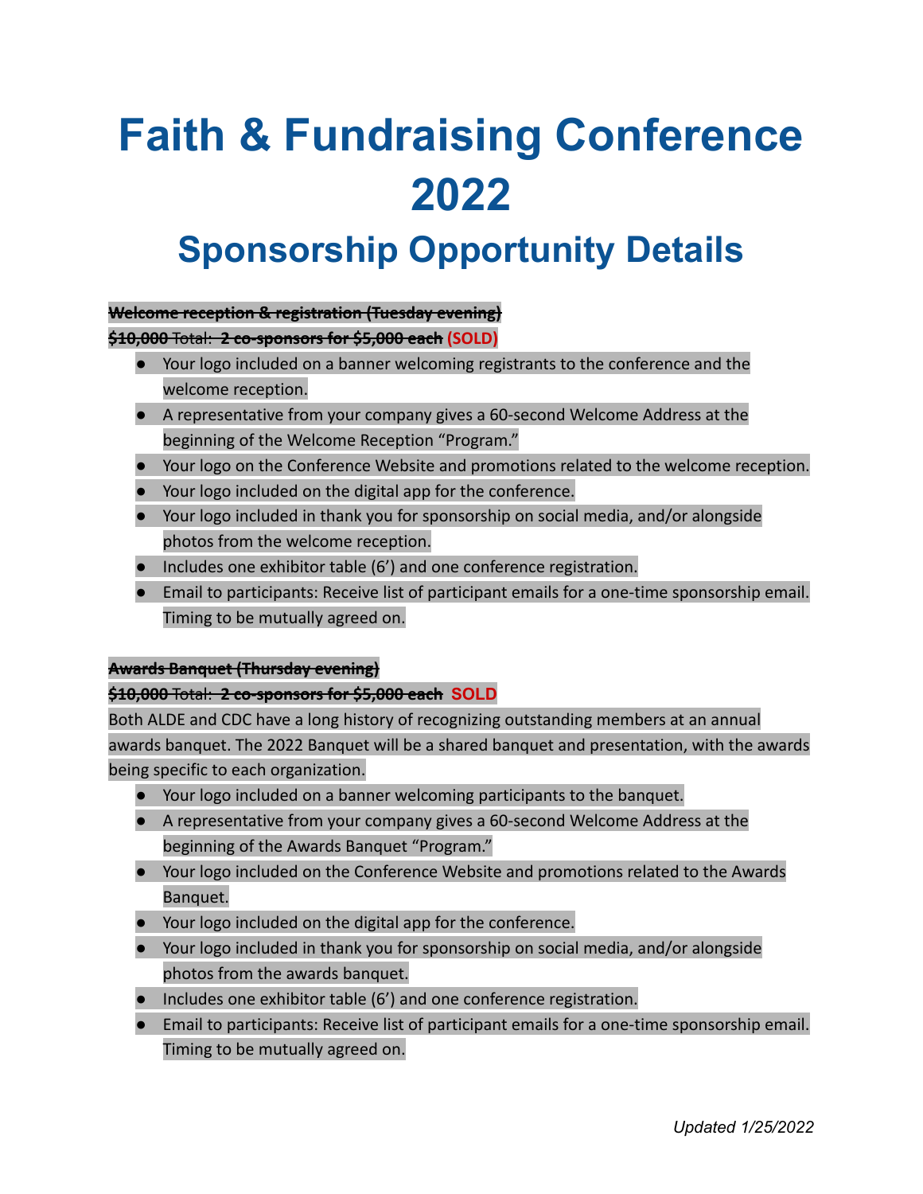# Faith & Fundraising Conference 2022

## Sponsorship Opportunity Details

~~**Welcome reception & registration (Tuesday evening)**~~

~~**$10,000**~~ ~~Total:~~ ~~**2 co-sponsors for $5,000 each**~~ **(SOLD)**

- Your logo included on a banner welcoming registrants to the conference and the welcome reception.
- A representative from your company gives a 60-second Welcome Address at the beginning of the Welcome Reception "Program."
- Your logo on the Conference Website and promotions related to the welcome reception.
- Your logo included on the digital app for the conference.
- Your logo included in thank you for sponsorship on social media, and/or alongside photos from the welcome reception.
- Includes one exhibitor table (6') and one conference registration.
- Email to participants: Receive list of participant emails for a one-time sponsorship email. Timing to be mutually agreed on.

~~**Awards Banquet (Thursday evening)**~~

~~**$10,000**~~ ~~Total:~~ ~~**2 co-sponsors for $5,000 each**~~ **SOLD**

Both ALDE and CDC have a long history of recognizing outstanding members at an annual awards banquet. The 2022 Banquet will be a shared banquet and presentation, with the awards being specific to each organization.

- Your logo included on a banner welcoming participants to the banquet.
- A representative from your company gives a 60-second Welcome Address at the beginning of the Awards Banquet "Program."
- Your logo included on the Conference Website and promotions related to the Awards Banquet.
- Your logo included on the digital app for the conference.
- Your logo included in thank you for sponsorship on social media, and/or alongside photos from the awards banquet.
- Includes one exhibitor table (6') and one conference registration.
- Email to participants: Receive list of participant emails for a one-time sponsorship email. Timing to be mutually agreed on.

*Updated 1/25/2022*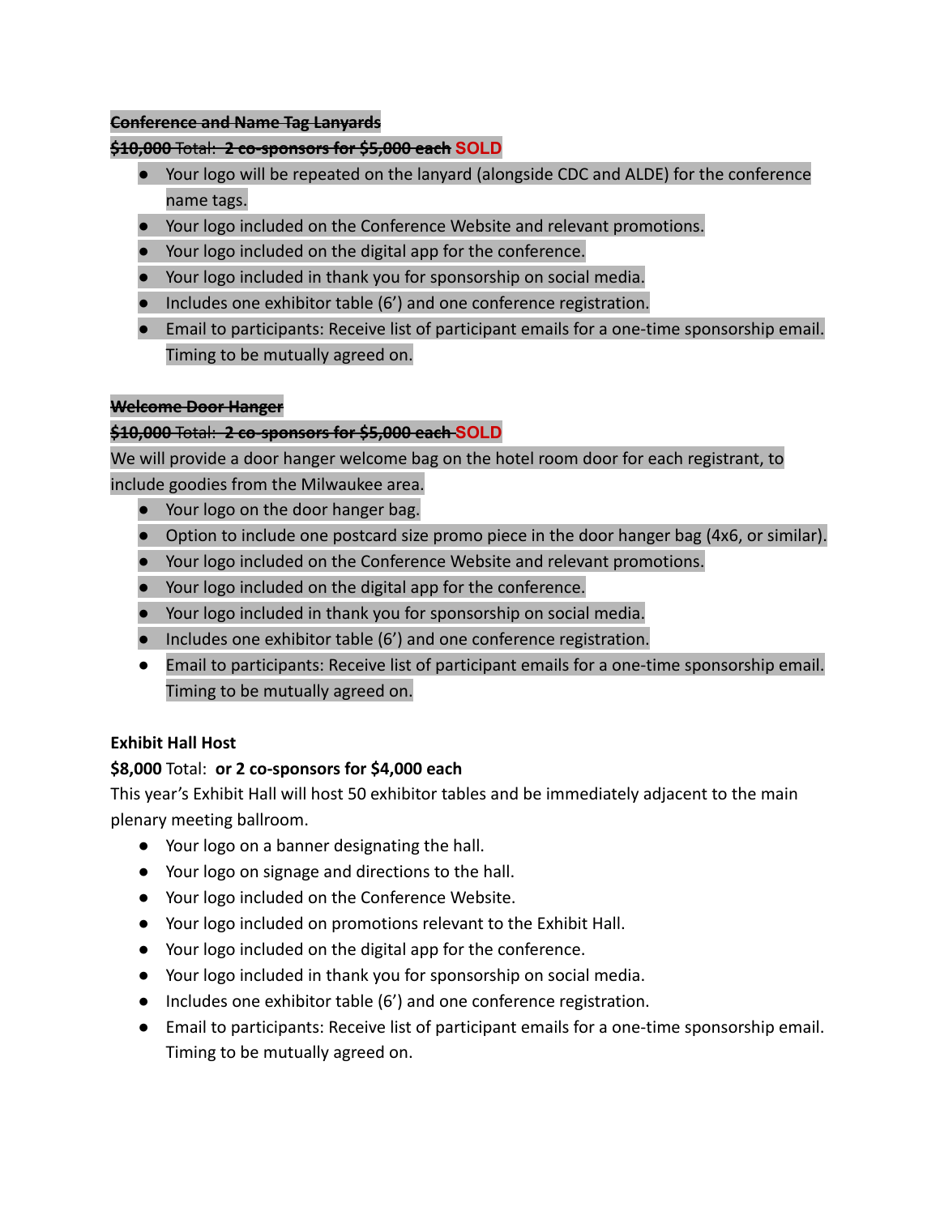**~~Conference and Name Tag Lanyards~~**

**~~$10,000~~** ~~Total:~~ **~~2 co-sponsors for $5,000 each~~** SOLD

- Your logo will be repeated on the lanyard (alongside CDC and ALDE) for the conference name tags.
- Your logo included on the Conference Website and relevant promotions.
- Your logo included on the digital app for the conference.
- Your logo included in thank you for sponsorship on social media.
- Includes one exhibitor table (6') and one conference registration.
- Email to participants: Receive list of participant emails for a one-time sponsorship email. Timing to be mutually agreed on.

**~~Welcome Door Hanger~~**

**~~$10,000~~** ~~Total:~~ **~~2 co-sponsors for $5,000 each~~** SOLD

We will provide a door hanger welcome bag on the hotel room door for each registrant, to include goodies from the Milwaukee area.

- Your logo on the door hanger bag.
- Option to include one postcard size promo piece in the door hanger bag (4x6, or similar).
- Your logo included on the Conference Website and relevant promotions.
- Your logo included on the digital app for the conference.
- Your logo included in thank you for sponsorship on social media.
- Includes one exhibitor table (6') and one conference registration.
- Email to participants: Receive list of participant emails for a one-time sponsorship email. Timing to be mutually agreed on.

**Exhibit Hall Host**

**$8,000** Total: **or 2 co-sponsors for $4,000 each**

This year's Exhibit Hall will host 50 exhibitor tables and be immediately adjacent to the main plenary meeting ballroom.

- Your logo on a banner designating the hall.
- Your logo on signage and directions to the hall.
- Your logo included on the Conference Website.
- Your logo included on promotions relevant to the Exhibit Hall.
- Your logo included on the digital app for the conference.
- Your logo included in thank you for sponsorship on social media.
- Includes one exhibitor table (6') and one conference registration.
- Email to participants: Receive list of participant emails for a one-time sponsorship email. Timing to be mutually agreed on.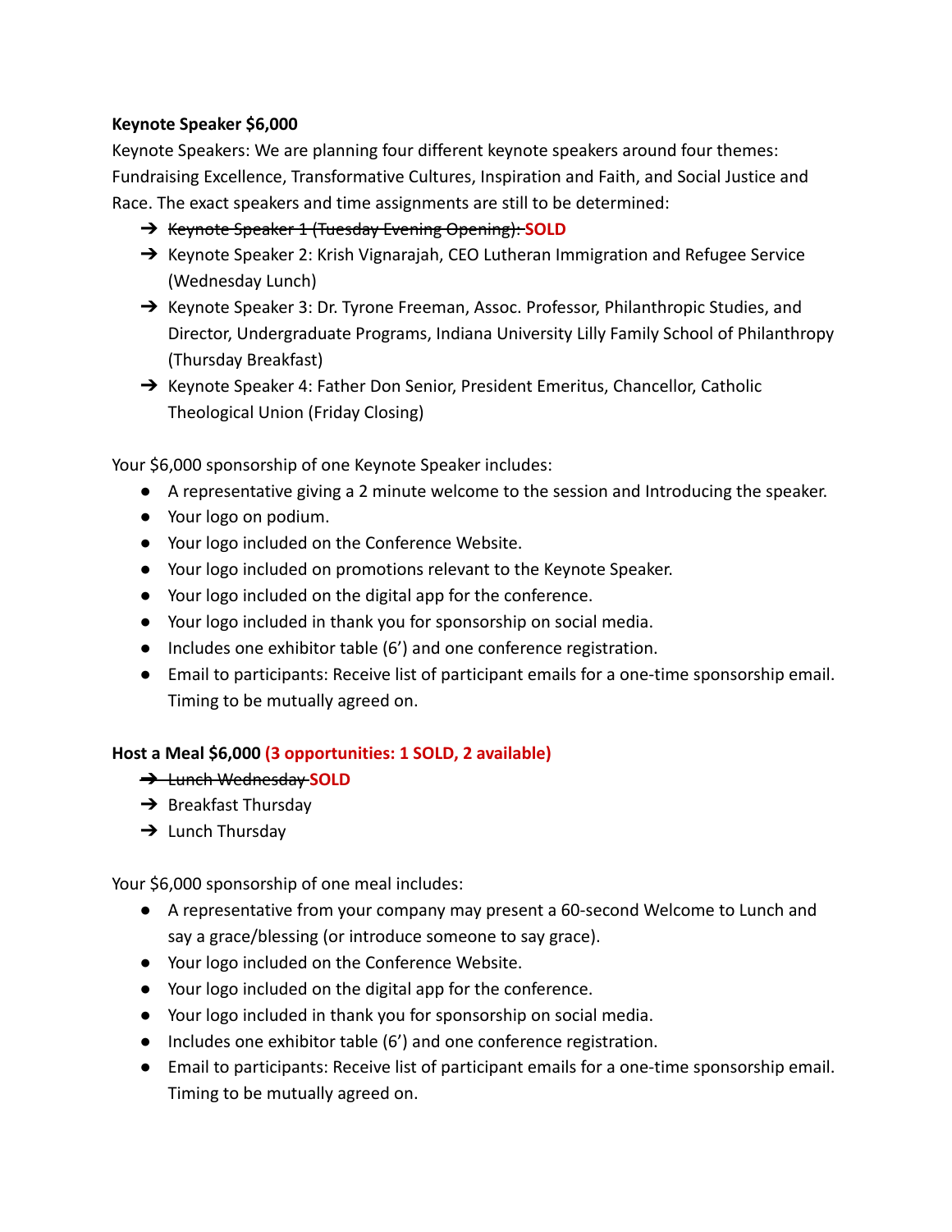**Keynote Speaker $6,000**

Keynote Speakers: We are planning four different keynote speakers around four themes: Fundraising Excellence, Transformative Cultures, Inspiration and Faith, and Social Justice and Race. The exact speakers and time assignments are still to be determined:

- ~~Keynote Speaker 1 (Tuesday Evening Opening):~~ **SOLD**
- Keynote Speaker 2: Krish Vignarajah, CEO Lutheran Immigration and Refugee Service (Wednesday Lunch)
- Keynote Speaker 3: Dr. Tyrone Freeman, Assoc. Professor, Philanthropic Studies, and Director, Undergraduate Programs, Indiana University Lilly Family School of Philanthropy (Thursday Breakfast)
- Keynote Speaker 4: Father Don Senior, President Emeritus, Chancellor, Catholic Theological Union (Friday Closing)

Your $6,000 sponsorship of one Keynote Speaker includes:

- A representative giving a 2 minute welcome to the session and Introducing the speaker.
- Your logo on podium.
- Your logo included on the Conference Website.
- Your logo included on promotions relevant to the Keynote Speaker.
- Your logo included on the digital app for the conference.
- Your logo included in thank you for sponsorship on social media.
- Includes one exhibitor table (6') and one conference registration.
- Email to participants: Receive list of participant emails for a one-time sponsorship email. Timing to be mutually agreed on.

**Host a Meal $6,000 (3 opportunities: 1 SOLD, 2 available)**

- ~~Lunch Wednesday~~ **SOLD**
- Breakfast Thursday
- Lunch Thursday

Your $6,000 sponsorship of one meal includes:

- A representative from your company may present a 60-second Welcome to Lunch and say a grace/blessing (or introduce someone to say grace).
- Your logo included on the Conference Website.
- Your logo included on the digital app for the conference.
- Your logo included in thank you for sponsorship on social media.
- Includes one exhibitor table (6') and one conference registration.
- Email to participants: Receive list of participant emails for a one-time sponsorship email. Timing to be mutually agreed on.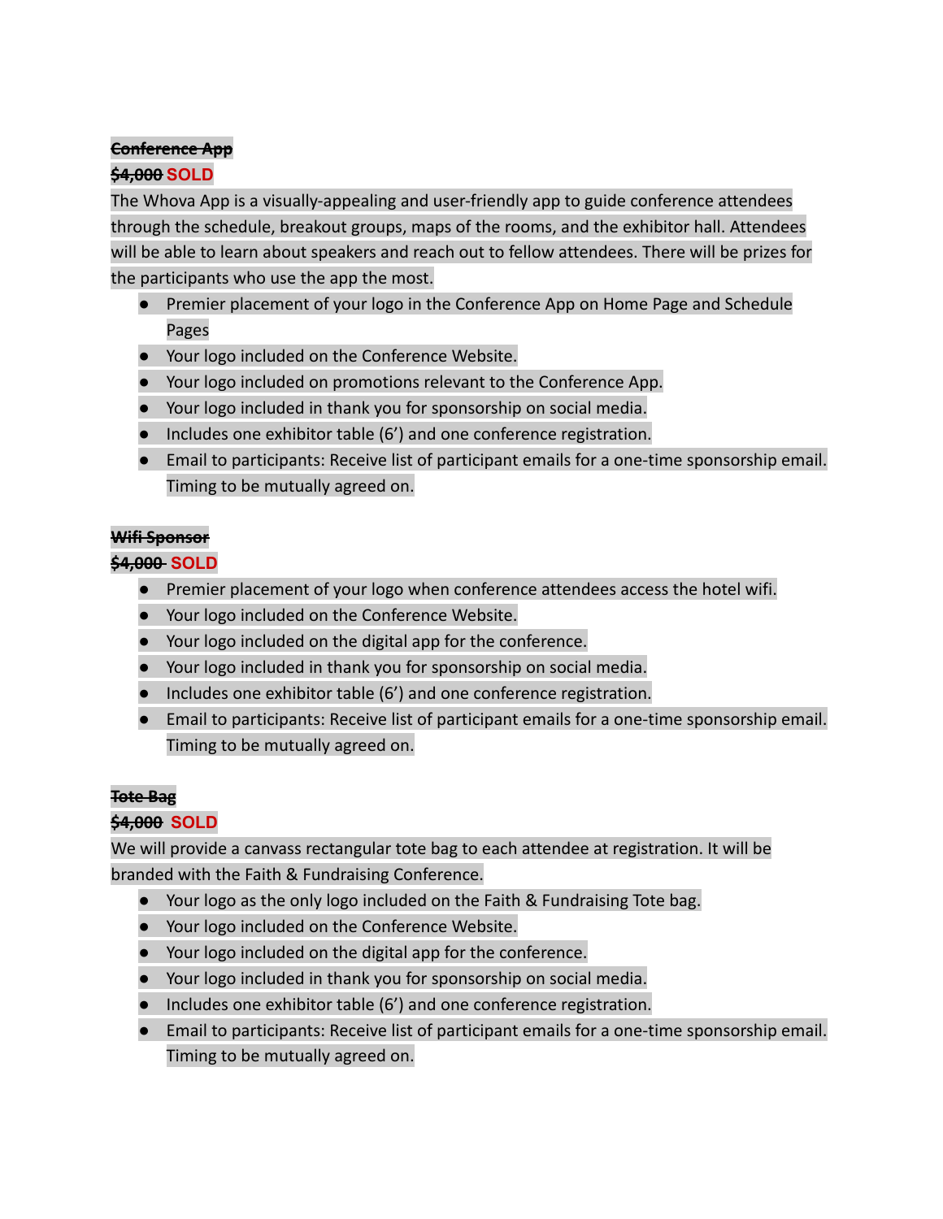**~~Conference App~~**

**~~$4,000~~ SOLD**

The Whova App is a visually-appealing and user-friendly app to guide conference attendees through the schedule, breakout groups, maps of the rooms, and the exhibitor hall. Attendees will be able to learn about speakers and reach out to fellow attendees. There will be prizes for the participants who use the app the most.

- Premier placement of your logo in the Conference App on Home Page and Schedule Pages
- Your logo included on the Conference Website.
- Your logo included on promotions relevant to the Conference App.
- Your logo included in thank you for sponsorship on social media.
- Includes one exhibitor table (6') and one conference registration.
- Email to participants: Receive list of participant emails for a one-time sponsorship email. Timing to be mutually agreed on.

**~~Wifi Sponsor~~**

**~~$4,000~~ SOLD**

- Premier placement of your logo when conference attendees access the hotel wifi.
- Your logo included on the Conference Website.
- Your logo included on the digital app for the conference.
- Your logo included in thank you for sponsorship on social media.
- Includes one exhibitor table (6') and one conference registration.
- Email to participants: Receive list of participant emails for a one-time sponsorship email. Timing to be mutually agreed on.

**~~Tote Bag~~**

**~~$4,000~~ SOLD**

We will provide a canvass rectangular tote bag to each attendee at registration. It will be branded with the Faith & Fundraising Conference.

- Your logo as the only logo included on the Faith & Fundraising Tote bag.
- Your logo included on the Conference Website.
- Your logo included on the digital app for the conference.
- Your logo included in thank you for sponsorship on social media.
- Includes one exhibitor table (6') and one conference registration.
- Email to participants: Receive list of participant emails for a one-time sponsorship email. Timing to be mutually agreed on.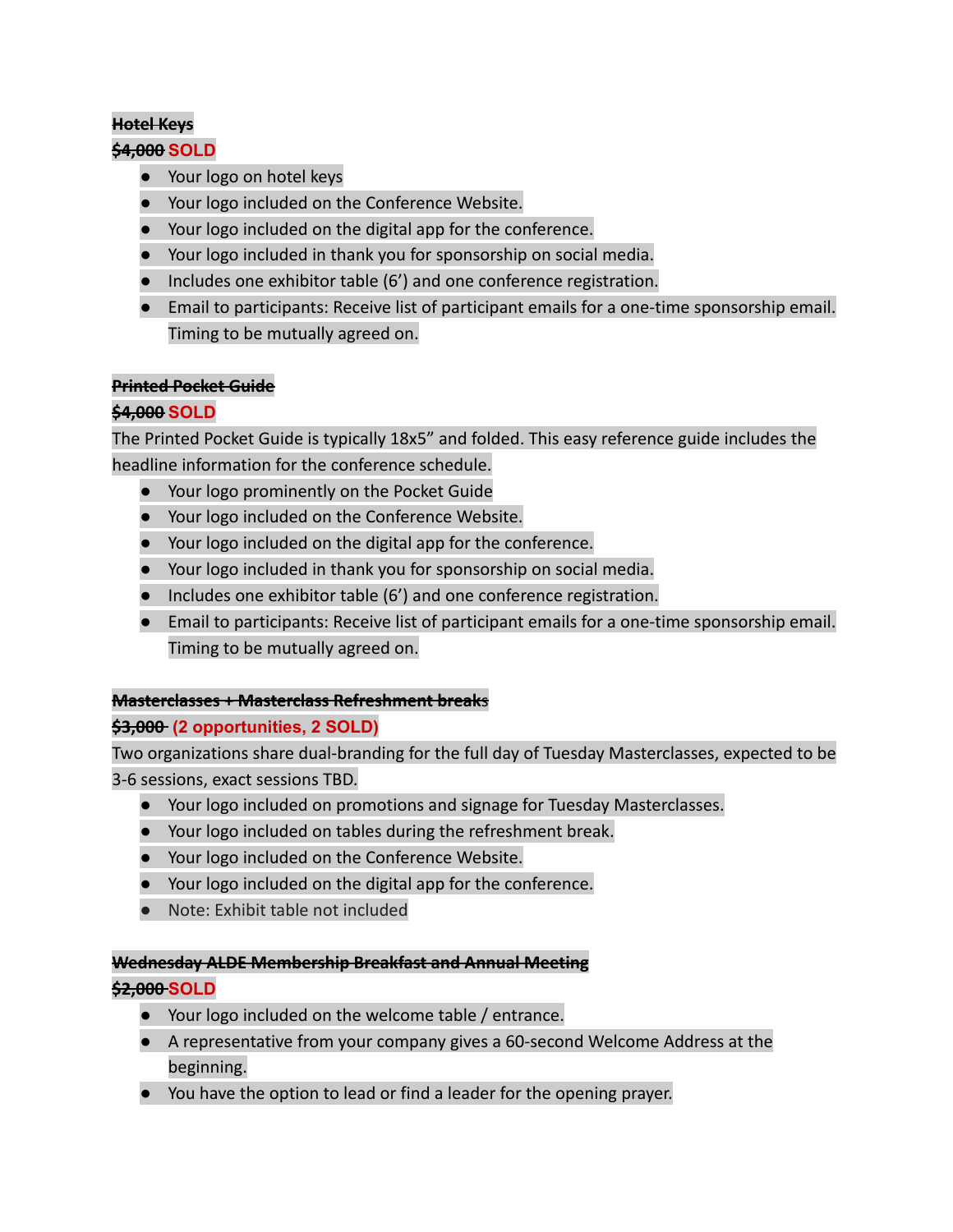**~~Hotel Keys~~**

**~~$4,000~~ SOLD**

- Your logo on hotel keys
- Your logo included on the Conference Website.
- Your logo included on the digital app for the conference.
- Your logo included in thank you for sponsorship on social media.
- Includes one exhibitor table (6') and one conference registration.
- Email to participants: Receive list of participant emails for a one-time sponsorship email. Timing to be mutually agreed on.

**~~Printed Pocket Guide~~**

**~~$4,000~~ SOLD**

The Printed Pocket Guide is typically 18x5" and folded. This easy reference guide includes the headline information for the conference schedule.

- Your logo prominently on the Pocket Guide
- Your logo included on the Conference Website.
- Your logo included on the digital app for the conference.
- Your logo included in thank you for sponsorship on social media.
- Includes one exhibitor table (6') and one conference registration.
- Email to participants: Receive list of participant emails for a one-time sponsorship email. Timing to be mutually agreed on.

**~~Masterclasses + Masterclass Refreshment breaks~~**

**~~$3,000~~ (2 opportunities, 2 SOLD)**

Two organizations share dual-branding for the full day of Tuesday Masterclasses, expected to be 3-6 sessions, exact sessions TBD.

- Your logo included on promotions and signage for Tuesday Masterclasses.
- Your logo included on tables during the refreshment break.
- Your logo included on the Conference Website.
- Your logo included on the digital app for the conference.
- Note: Exhibit table not included

**~~Wednesday ALDE Membership Breakfast and Annual Meeting~~**

**~~$2,000~~ SOLD**

- Your logo included on the welcome table / entrance.
- A representative from your company gives a 60-second Welcome Address at the beginning.
- You have the option to lead or find a leader for the opening prayer.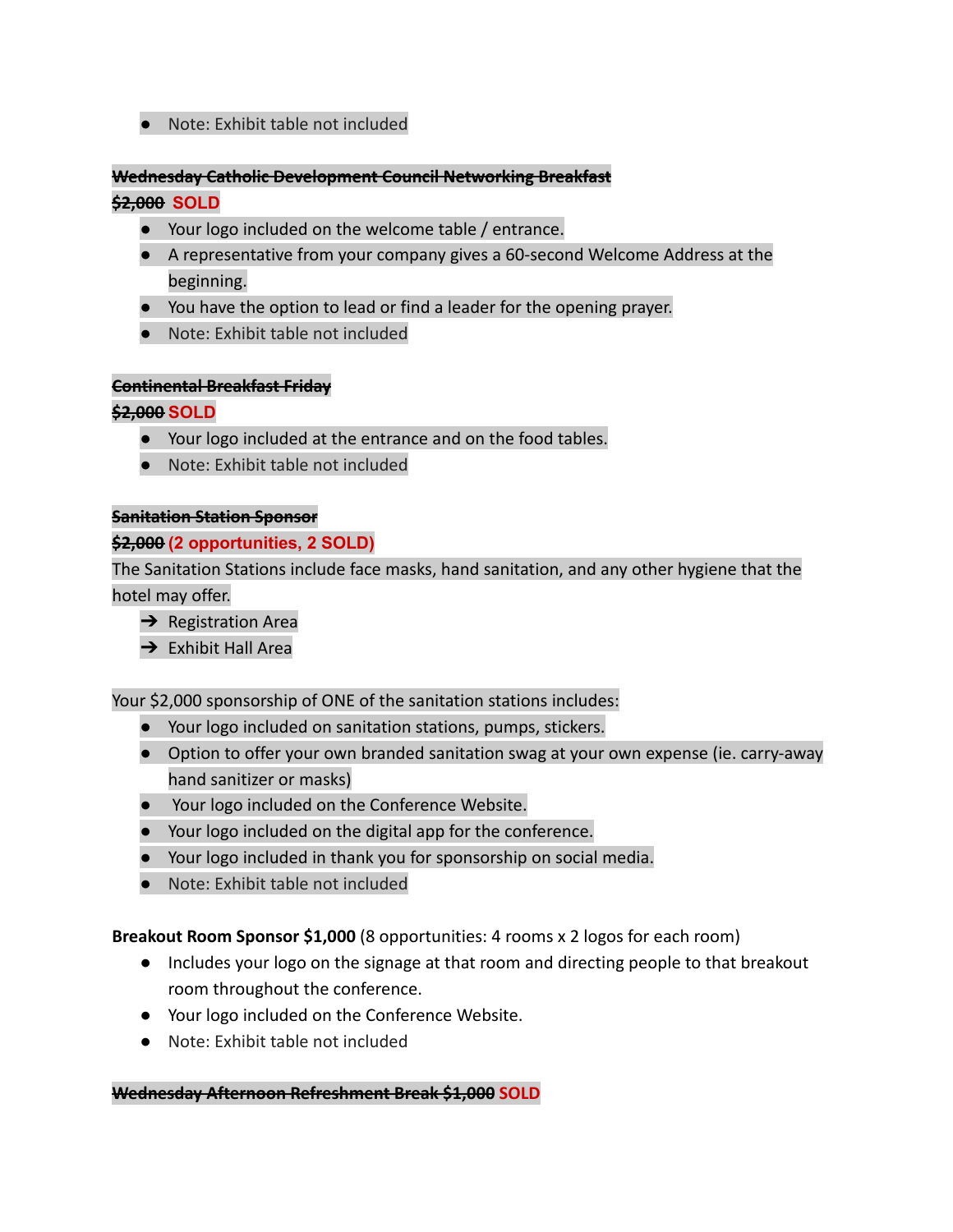- Note: Exhibit table not included

**~~Wednesday Catholic Development Council Networking Breakfast~~**

**~~$2,000~~ SOLD**

- Your logo included on the welcome table / entrance.
- A representative from your company gives a 60-second Welcome Address at the beginning.
- You have the option to lead or find a leader for the opening prayer.
- Note: Exhibit table not included

**~~Continental Breakfast Friday~~**

**~~$2,000~~ SOLD**

- Your logo included at the entrance and on the food tables.
- Note: Exhibit table not included

**~~Sanitation Station Sponsor~~**

**~~$2,000~~ (2 opportunities, 2 SOLD)**

The Sanitation Stations include face masks, hand sanitation, and any other hygiene that the hotel may offer.

- ➔ Registration Area
- ➔ Exhibit Hall Area

Your $2,000 sponsorship of ONE of the sanitation stations includes:

- Your logo included on sanitation stations, pumps, stickers.
- Option to offer your own branded sanitation swag at your own expense (ie. carry-away hand sanitizer or masks)
- Your logo included on the Conference Website.
- Your logo included on the digital app for the conference.
- Your logo included in thank you for sponsorship on social media.
- Note: Exhibit table not included

**Breakout Room Sponsor $1,000** (8 opportunities: 4 rooms x 2 logos for each room)

- Includes your logo on the signage at that room and directing people to that breakout room throughout the conference.
- Your logo included on the Conference Website.
- Note: Exhibit table not included

**~~Wednesday Afternoon Refreshment Break $1,000~~ SOLD**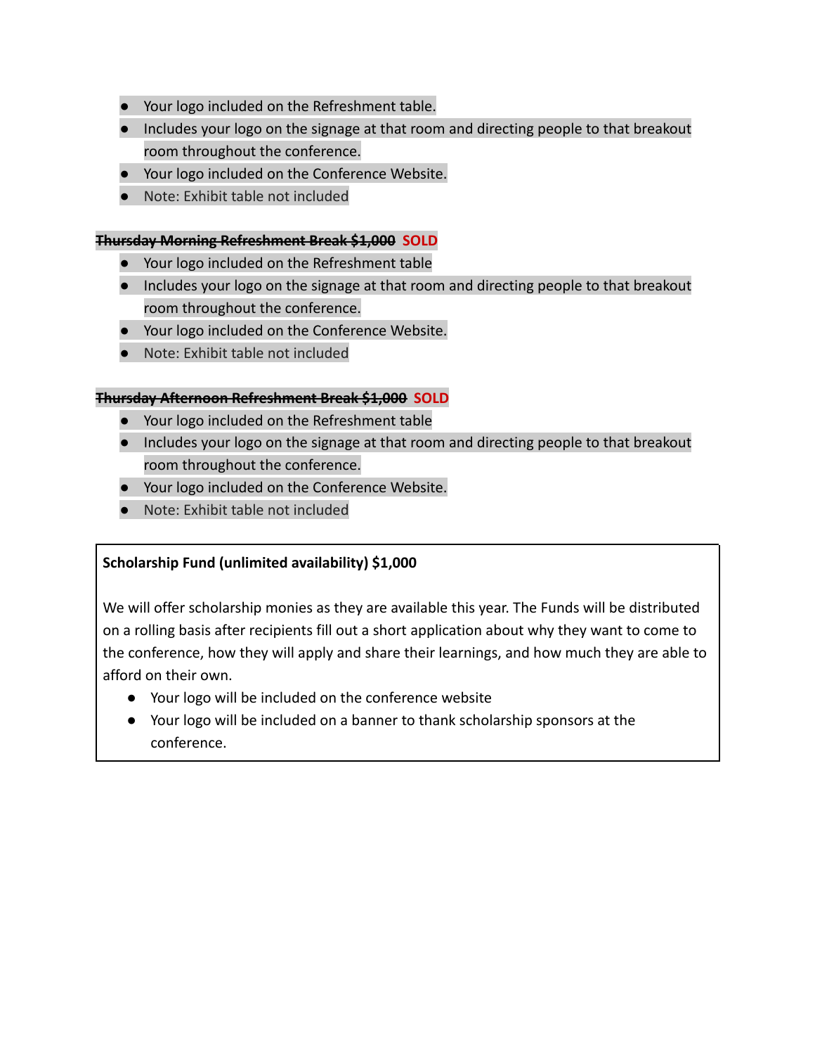- Your logo included on the Refreshment table.
- Includes your logo on the signage at that room and directing people to that breakout room throughout the conference.
- Your logo included on the Conference Website.
- Note: Exhibit table not included

**~~Thursday Morning Refreshment Break $1,000~~ SOLD**

- Your logo included on the Refreshment table
- Includes your logo on the signage at that room and directing people to that breakout room throughout the conference.
- Your logo included on the Conference Website.
- Note: Exhibit table not included

**~~Thursday Afternoon Refreshment Break $1,000~~ SOLD**

- Your logo included on the Refreshment table
- Includes your logo on the signage at that room and directing people to that breakout room throughout the conference.
- Your logo included on the Conference Website.
- Note: Exhibit table not included

**Scholarship Fund (unlimited availability) $1,000**

We will offer scholarship monies as they are available this year. The Funds will be distributed on a rolling basis after recipients fill out a short application about why they want to come to the conference, how they will apply and share their learnings, and how much they are able to afford on their own.

- Your logo will be included on the conference website
- Your logo will be included on a banner to thank scholarship sponsors at the conference.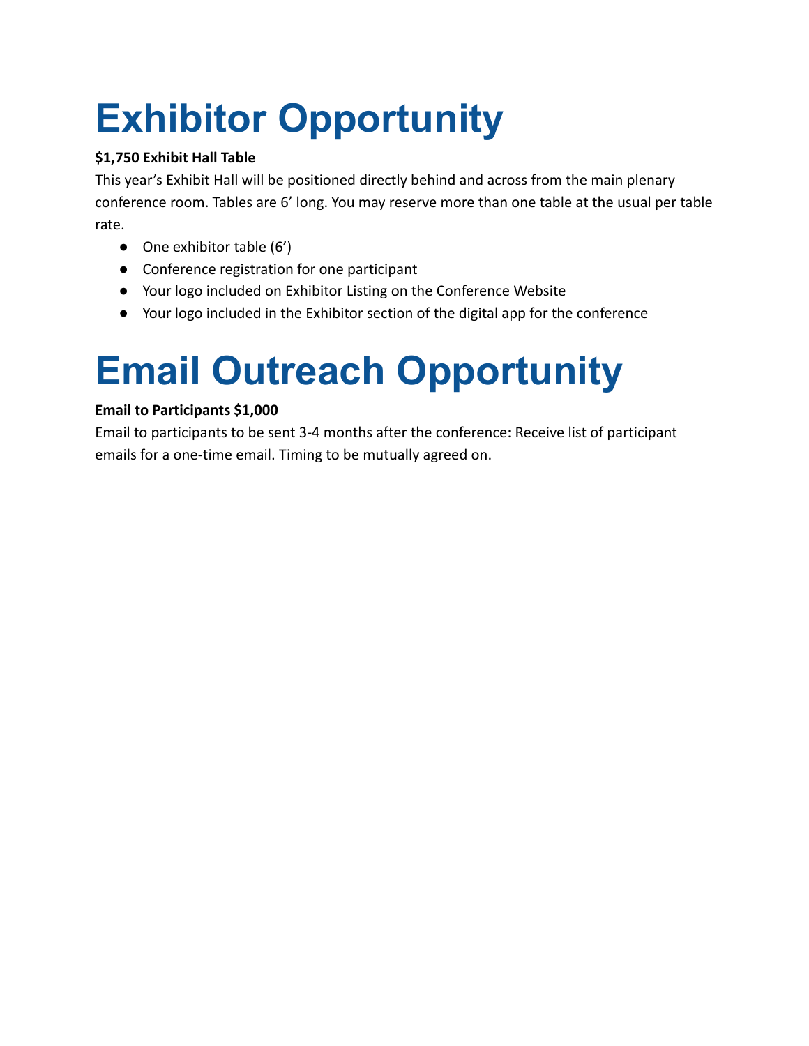# Exhibitor Opportunity

**$1,750 Exhibit Hall Table**

This year's Exhibit Hall will be positioned directly behind and across from the main plenary conference room. Tables are 6' long. You may reserve more than one table at the usual per table rate.

- One exhibitor table (6')
- Conference registration for one participant
- Your logo included on Exhibitor Listing on the Conference Website
- Your logo included in the Exhibitor section of the digital app for the conference

# Email Outreach Opportunity

**Email to Participants $1,000**

Email to participants to be sent 3-4 months after the conference: Receive list of participant emails for a one-time email. Timing to be mutually agreed on.